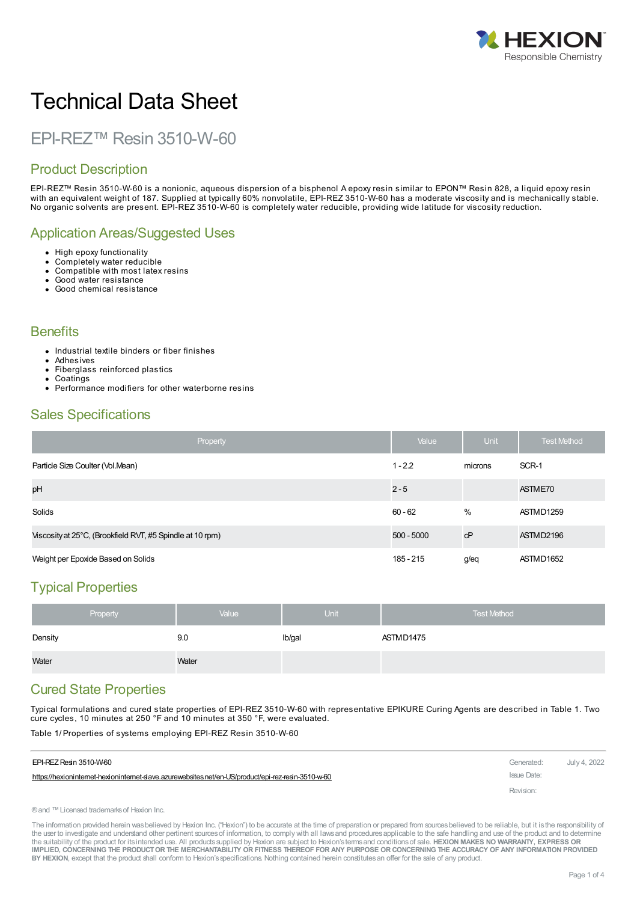# Technical Data Sheet

## EPI-REZ™ Resin 3510-W-60

## Product Description

EPI-REZ™ Resin 3510-W-60 is a nonionic, aqueous dispersion of a bisphenol A epoxy resin similar to EPON™ Resin 828, a liquid epoxy resin with an equivalent weight of 187. Supplied at typically 60% nonvolatile, EPI-REZ 3510-W-60 has a moderate viscosity and is mechanically stable. No organic solvents are present. EPI-REZ 3510-W-60 is completely water reducible, providing wide latitude for viscosity reduction.

## Application Areas/Suggested Uses

- High epoxy functionality
- Completely water reducible
- Compatible with most latex resins
- Good water resistance
- Good chemical resistance

## Benefits

- Industrial textile binders or fiber finishes
- Adhesives
- Fiberglass reinforced plastics
- Coatings
- Performance modifiers for other waterborne resins

## Sales Specifications

| Property | Value | Unit | Test Method |
|---|---|---|---|
| Particle Size Coulter (Vol.Mean) | 1 - 2.2 | microns | SCR-1 |
| pH | 2 - 5 | | ASTM E70 |
| Solids | 60 - 62 | % | ASTM D1259 |
| Viscosity at 25°C, (Brookfield RVT, #5 Spindle at 10 rpm) | 500 - 5000 | cP | ASTM D2196 |
| Weight per Epoxide Based on Solids | 185 - 215 | g/eq | ASTM D1652 |

## Typical Properties

| Property | Value | Unit | Test Method |
|---|---|---|---|
| Density | 9.0 | lb/gal | ASTM D1475 |
| Water | Water | | |

## Cured State Properties

Typical formulations and cured state properties of EPI-REZ 3510-W-60 with representative EPIKURE Curing Agents are described in Table 1. Two cure cycles, 10 minutes at 250 °F and 10 minutes at 350 °F, were evaluated.

Table 1/ Properties of systems employing EPI-REZ Resin 3510-W-60

EPI-REZ Resin 3510-W-60
https://hexioninternet-hexioninternet-slave.azurewebsites.net/en-US/product/epi-rez-resin-3510-w-60

Generated: July 4, 2022
Issue Date:
Revision:

® and ™ Licensed trademarks of Hexion Inc.

The information provided herein was believed by Hexion Inc. ("Hexion") to be accurate at the time of preparation or prepared from sources believed to be reliable, but it is the responsibility of the user to investigate and understand other pertinent sources of information, to comply with all laws and procedures applicable to the safe handling and use of the product and to determine the suitability of the product for its intended use. All products supplied by Hexion are subject to Hexion's terms and conditions of sale. **HEXION MAKES NO WARRANTY, EXPRESS OR IMPLIED, CONCERNING THE PRODUCT OR THE MERCHANTABILITY OR FITNESS THEREOF FOR ANY PURPOSE OR CONCERNING THE ACCURACY OF ANY INFORMATION PROVIDED BY HEXION**, except that the product shall conform to Hexion's specifications. Nothing contained herein constitutes an offer for the sale of any product.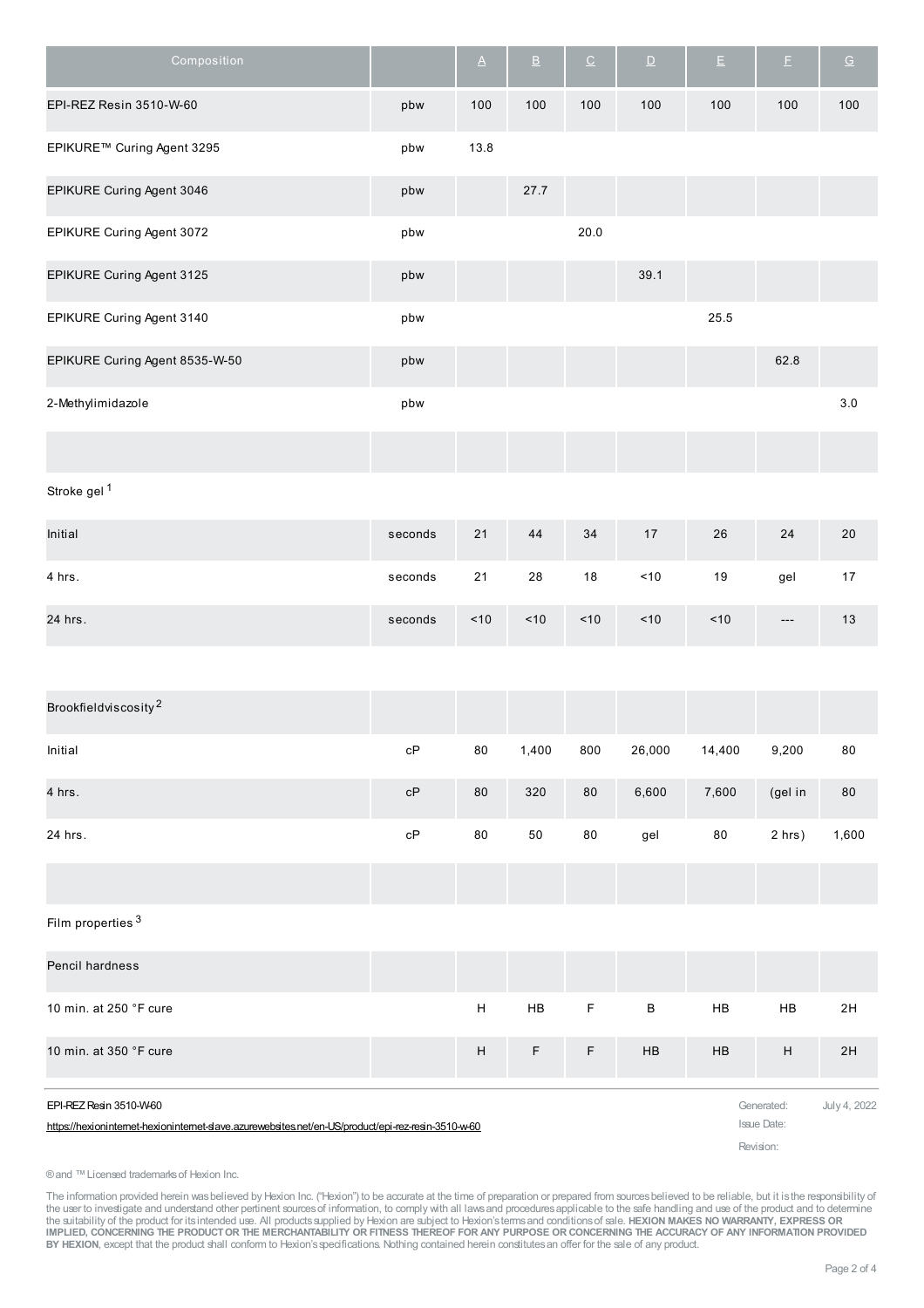| Composition | | A | B | C | D | E | F | G |
|---|---|---|---|---|---|---|---|---|
| EPI-REZ Resin 3510-W-60 | pbw | 100 | 100 | 100 | 100 | 100 | 100 | 100 |
| EPIKURE™ Curing Agent 3295 | pbw | 13.8 | | | | | | |
| EPIKURE Curing Agent 3046 | pbw | | 27.7 | | | | | |
| EPIKURE Curing Agent 3072 | pbw | | | 20.0 | | | | |
| EPIKURE Curing Agent 3125 | pbw | | | | 39.1 | | | |
| EPIKURE Curing Agent 3140 | pbw | | | | | 25.5 | | |
| EPIKURE Curing Agent 8535-W-50 | pbw | | | | | | 62.8 | |
| 2-Methylimidazole | pbw | | | | | | | 3.0 |
| | | | | | | | | |
| Stroke gel [1] | | | | | | | | |
| Initial | seconds | 21 | 44 | 34 | 17 | 26 | 24 | 20 |
| 4 hrs. | seconds | 21 | 28 | 18 | <10 | 19 | gel | 17 |
| 24 hrs. | seconds | <10 | <10 | <10 | <10 | <10 | --- | 13 |
| | | | | | | | | |
| Brookfieldviscosity [2] | | | | | | | | |
| Initial | cP | 80 | 1,400 | 800 | 26,000 | 14,400 | 9,200 | 80 |
| 4 hrs. | cP | 80 | 320 | 80 | 6,600 | 7,600 | (gel in | 80 |
| 24 hrs. | cP | 80 | 50 | 80 | gel | 80 | 2 hrs) | 1,600 |
| | | | | | | | | |
| Film properties [3] | | | | | | | | |
| Pencil hardness | | | | | | | | |
| 10 min. at 250 °F cure | | H | HB | F | B | HB | HB | 2H |
| 10 min. at 350 °F cure | | H | F | F | HB | HB | H | 2H |

EPI-REZ Resin 3510-W-60

https://hexioninternet-hexioninternet-slave.azurewebsites.net/en-US/product/epi-rez-resin-3510-w-60

Generated: July 4, 2022

Issue Date:

Revision:

® and ™ Licensed trademarks of Hexion Inc.

The information provided herein was believed by Hexion Inc. ("Hexion") to be accurate at the time of preparation or prepared from sources believed to be reliable, but it is the responsibility of the user to investigate and understand other pertinent sources of information, to comply with all laws and procedures applicable to the safe handling and use of the product and to determine the suitability of the product for its intended use. All products supplied by Hexion are subject to Hexion's terms and conditions of sale. **HEXION MAKES NO WARRANTY, EXPRESS OR IMPLIED, CONCERNING THE PRODUCT OR THE MERCHANTABILITY OR FITNESS THEREOF FOR ANY PURPOSE OR CONCERNING THE ACCURACY OF ANY INFORMATION PROVIDED BY HEXION**, except that the product shall conform to Hexion's specifications. Nothing contained herein constitutes an offer for the sale of any product.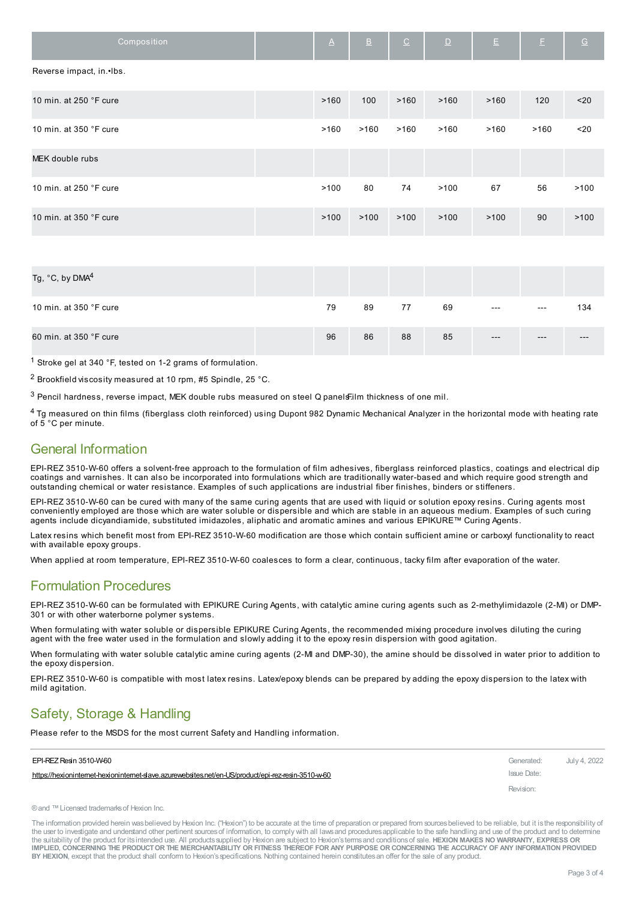| Composition | | A | B | C | D | E | F | G |
|---|---|---|---|---|---|---|---|---|
| Reverse impact, in.•lbs. | | | | | | | | |
| 10 min. at 250 °F cure | | >160 | 100 | >160 | >160 | >160 | 120 | <20 |
| 10 min. at 350 °F cure | | >160 | >160 | >160 | >160 | >160 | >160 | <20 |
| MEK double rubs | | | | | | | | |
| 10 min. at 250 °F cure | | >100 | 80 | 74 | >100 | 67 | 56 | >100 |
| 10 min. at 350 °F cure | | >100 | >100 | >100 | >100 | >100 | 90 | >100 |
| Tg, °C, by DMA[4] | | | | | | | | |
| 10 min. at 350 °F cure | | 79 | 89 | 77 | 69 | --- | --- | 134 |
| 60 min. at 350 °F cure | | 96 | 86 | 88 | 85 | --- | --- | --- |

[1] Stroke gel at 340 °F, tested on 1-2 grams of formulation.

[2] Brookfield viscosity measured at 10 rpm, #5 Spindle, 25 °C.

[3] Pencil hardness, reverse impact, MEK double rubs measured on steel Q panels. Film thickness of one mil.

[4] Tg measured on thin films (fiberglass cloth reinforced) using Dupont 982 Dynamic Mechanical Analyzer in the horizontal mode with heating rate of 5 °C per minute.

## General Information

EPI-REZ 3510-W-60 offers a solvent-free approach to the formulation of film adhesives, fiberglass reinforced plastics, coatings and electrical dip coatings and varnishes. It can also be incorporated into formulations which are traditionally water-based and which require good strength and outstanding chemical or water resistance. Examples of such applications are industrial fiber finishes, binders or stiffeners.

EPI-REZ 3510-W-60 can be cured with many of the same curing agents that are used with liquid or solution epoxy resins. Curing agents most conveniently employed are those which are water soluble or dispersible and which are stable in an aqueous medium. Examples of such curing agents include dicyandiamide, substituted imidazoles, aliphatic and aromatic amines and various EPIKURE™ Curing Agents.

Latex resins which benefit most from EPI-REZ 3510-W-60 modification are those which contain sufficient amine or carboxyl functionality to react with available epoxy groups.

When applied at room temperature, EPI-REZ 3510-W-60 coalesces to form a clear, continuous, tacky film after evaporation of the water.

## Formulation Procedures

EPI-REZ 3510-W-60 can be formulated with EPIKURE Curing Agents, with catalytic amine curing agents such as 2-methylimidazole (2-MI) or DMP-301 or with other waterborne polymer systems.

When formulating with water soluble or dispersible EPIKURE Curing Agents, the recommended mixing procedure involves diluting the curing agent with the free water used in the formulation and slowly adding it to the epoxy resin dispersion with good agitation.

When formulating with water soluble catalytic amine curing agents (2-MI and DMP-30), the amine should be dissolved in water prior to addition to the epoxy dispersion.

EPI-REZ 3510-W-60 is compatible with most latex resins. Latex/epoxy blends can be prepared by adding the epoxy dispersion to the latex with mild agitation.

## Safety, Storage & Handling

Please refer to the MSDS for the most current Safety and Handling information.

EPI-REZ Resin 3510-W-60

https://hexioninternet-hexioninternet-slave.azurewebsites.net/en-US/product/epi-rez-resin-3510-w-60

Generated: July 4, 2022

Issue Date:

Revision:

® and ™ Licensed trademarks of Hexion Inc.

The information provided herein was believed by Hexion Inc. ("Hexion") to be accurate at the time of preparation or prepared from sources believed to be reliable, but it is the responsibility of the user to investigate and understand other pertinent sources of information, to comply with all laws and procedures applicable to the safe handling and use of the product and to determine the suitability of the product for its intended use. All products supplied by Hexion are subject to Hexion's terms and conditions of sale. **HEXION MAKES NO WARRANTY, EXPRESS OR IMPLIED, CONCERNING THE PRODUCT OR THE MERCHANTABILITY OR FITNESS THEREOF FOR ANY PURPOSE OR CONCERNING THE ACCURACY OF ANY INFORMATION PROVIDED BY HEXION**, except that the product shall conform to Hexion's specifications. Nothing contained herein constitutes an offer for the sale of any product.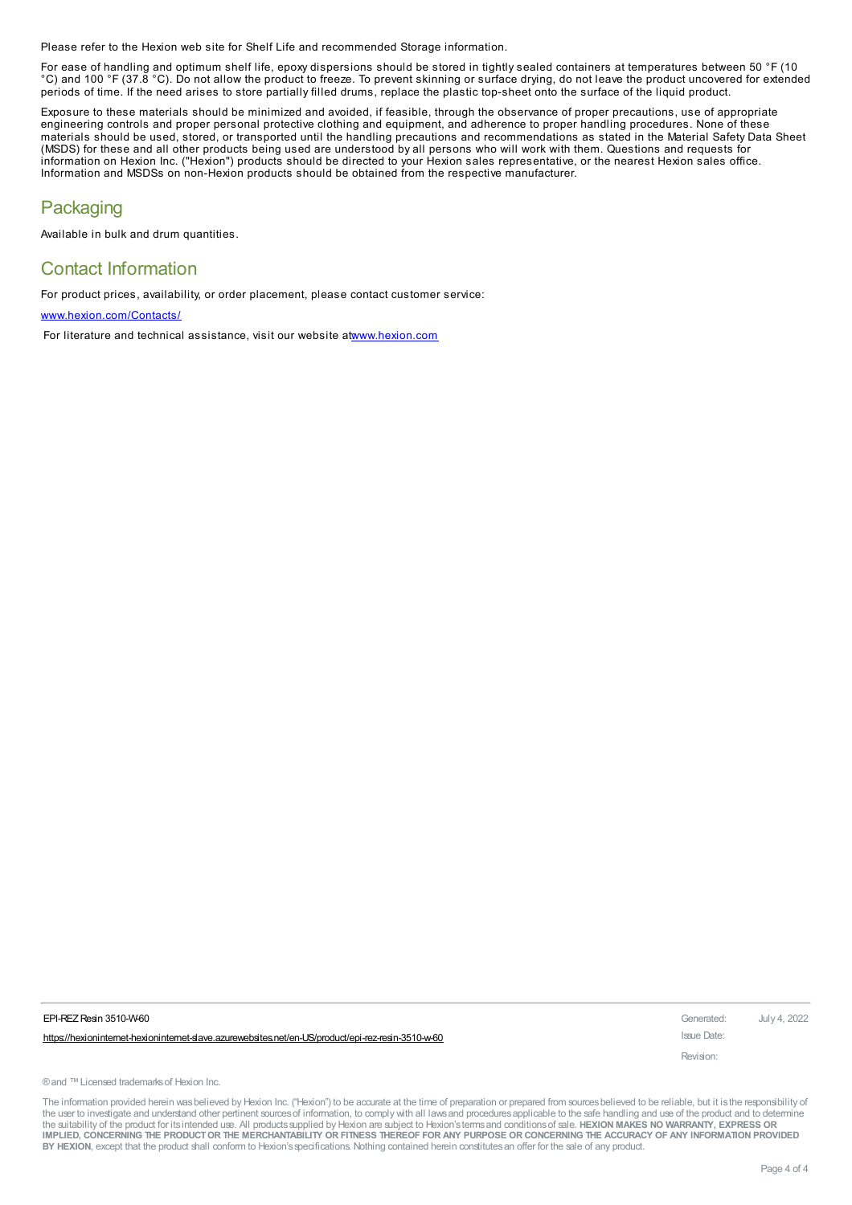Please refer to the Hexion web site for Shelf Life and recommended Storage information.

For ease of handling and optimum shelf life, epoxy dispersions should be stored in tightly sealed containers at temperatures between 50 °F (10 °C) and 100 °F (37.8 °C). Do not allow the product to freeze. To prevent skinning or surface drying, do not leave the product uncovered for extended periods of time. If the need arises to store partially filled drums, replace the plastic top-sheet onto the surface of the liquid product.

Exposure to these materials should be minimized and avoided, if feasible, through the observance of proper precautions, use of appropriate engineering controls and proper personal protective clothing and equipment, and adherence to proper handling procedures. None of these materials should be used, stored, or transported until the handling precautions and recommendations as stated in the Material Safety Data Sheet (MSDS) for these and all other products being used are understood by all persons who will work with them. Questions and requests for information on Hexion Inc. ("Hexion") products should be directed to your Hexion sales representative, or the nearest Hexion sales office. Information and MSDSs on non-Hexion products should be obtained from the respective manufacturer.

## Packaging

Available in bulk and drum quantities.

## Contact Information

For product prices, availability, or order placement, please contact customer service:

www.hexion.com/Contacts/

For literature and technical assistance, visit our website atwww.hexion.com

EPI-REZ Resin 3510-W-60

https://hexioninternet-hexioninternet-slave.azurewebsites.net/en-US/product/epi-rez-resin-3510-w-60

Generated: July 4, 2022

Issue Date:

Revision:

® and ™ Licensed trademarks of Hexion Inc.

The information provided herein was believed by Hexion Inc. ("Hexion") to be accurate at the time of preparation or prepared from sources believed to be reliable, but it is the responsibility of the user to investigate and understand other pertinent sources of information, to comply with all laws and procedures applicable to the safe handling and use of the product and to determine the suitability of the product for its intended use. All products supplied by Hexion are subject to Hexion's terms and conditions of sale. **HEXION MAKES NO WARRANTY, EXPRESS OR IMPLIED, CONCERNING THE PRODUCT OR THE MERCHANTABILITY OR FITNESS THEREOF FOR ANY PURPOSE OR CONCERNING THE ACCURACY OF ANY INFORMATION PROVIDED BY HEXION**, except that the product shall conform to Hexion's specifications. Nothing contained herein constitutes an offer for the sale of any product.